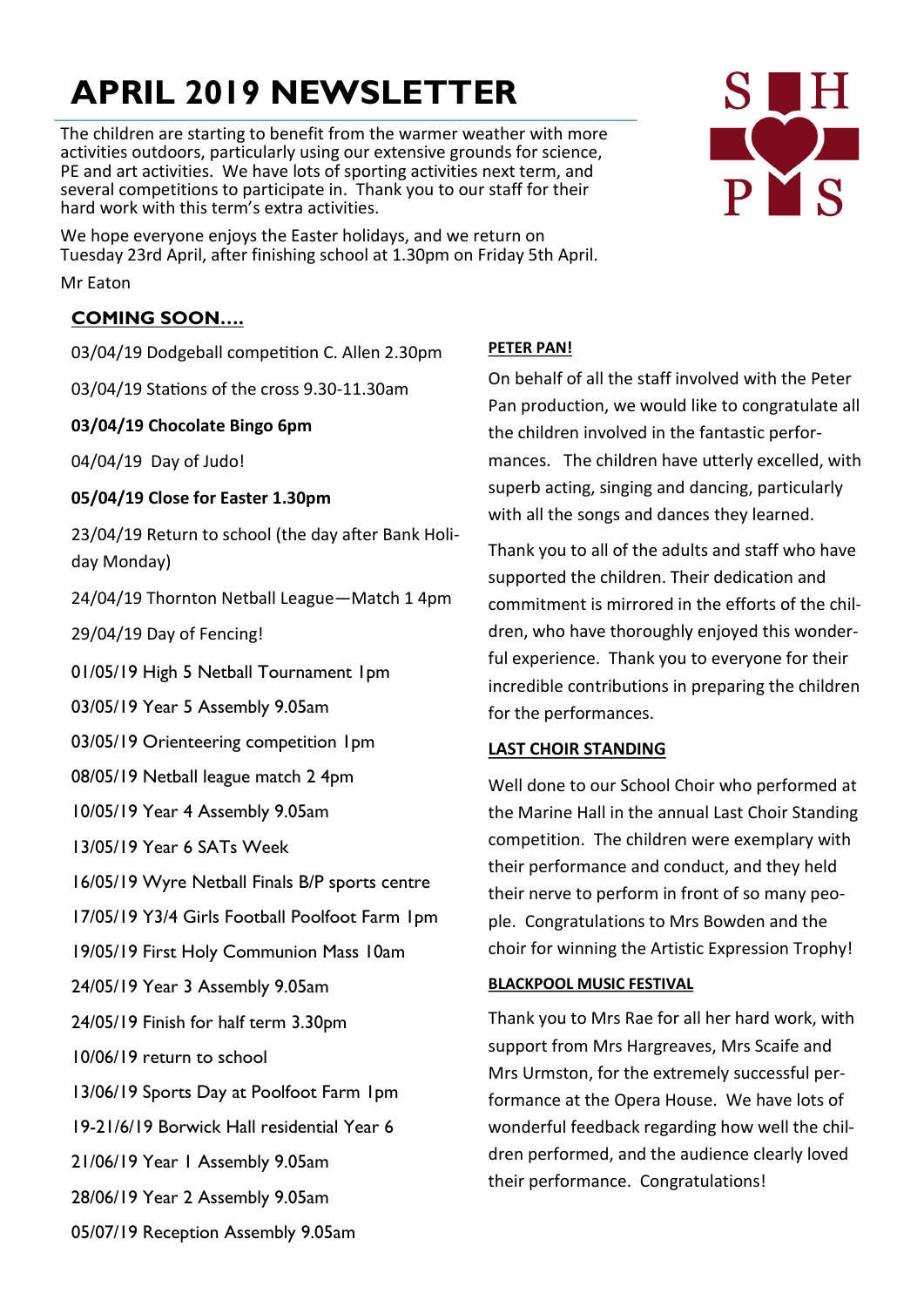# APRIL 2019 NEWSLETTER

The children are starting to benefit from the warmer weather with more activities outdoors, particularly using our extensive grounds for science, PE and art activities. We have lots of sporting activities next term, and several competitions to participate in. Thank you to our staff for their hard work with this term's extra activities.

We hope everyone enjoys the Easter holidays, and we return on Tuesday 23rd April, after finishing school at 1.30pm on Friday 5th April.

Mr Eaton

## COMING SOON….

03/04/19 Dodgeball competition C. Allen 2.30pm

03/04/19 Stations of the cross 9.30-11.30am

**03/04/19 Chocolate Bingo 6pm**

04/04/19 Day of Judo!

**05/04/19 Close for Easter 1.30pm**

23/04/19 Return to school (the day after Bank Holiday Monday)

24/04/19 Thornton Netball League—Match 1 4pm

29/04/19 Day of Fencing!

01/05/19 High 5 Netball Tournament 1pm

03/05/19 Year 5 Assembly 9.05am

03/05/19 Orienteering competition 1pm

08/05/19 Netball league match 2 4pm

10/05/19 Year 4 Assembly 9.05am

13/05/19 Year 6 SATs Week

16/05/19 Wyre Netball Finals B/P sports centre

17/05/19 Y3/4 Girls Football Poolfoot Farm 1pm

19/05/19 First Holy Communion Mass 10am

24/05/19 Year 3 Assembly 9.05am

24/05/19 Finish for half term 3.30pm

10/06/19 return to school

13/06/19 Sports Day at Poolfoot Farm 1pm

19-21/6/19 Borwick Hall residential Year 6

21/06/19 Year 1 Assembly 9.05am

28/06/19 Year 2 Assembly 9.05am

05/07/19 Reception Assembly 9.05am

### PETER PAN!

On behalf of all the staff involved with the Peter Pan production, we would like to congratulate all the children involved in the fantastic performances. The children have utterly excelled, with superb acting, singing and dancing, particularly with all the songs and dances they learned.

Thank you to all of the adults and staff who have supported the children. Their dedication and commitment is mirrored in the efforts of the children, who have thoroughly enjoyed this wonderful experience. Thank you to everyone for their incredible contributions in preparing the children for the performances.

### LAST CHOIR STANDING

Well done to our School Choir who performed at the Marine Hall in the annual Last Choir Standing competition. The children were exemplary with their performance and conduct, and they held their nerve to perform in front of so many people. Congratulations to Mrs Bowden and the choir for winning the Artistic Expression Trophy!

### BLACKPOOL MUSIC FESTIVAL

Thank you to Mrs Rae for all her hard work, with support from Mrs Hargreaves, Mrs Scaife and Mrs Urmston, for the extremely successful performance at the Opera House. We have lots of wonderful feedback regarding how well the children performed, and the audience clearly loved their performance. Congratulations!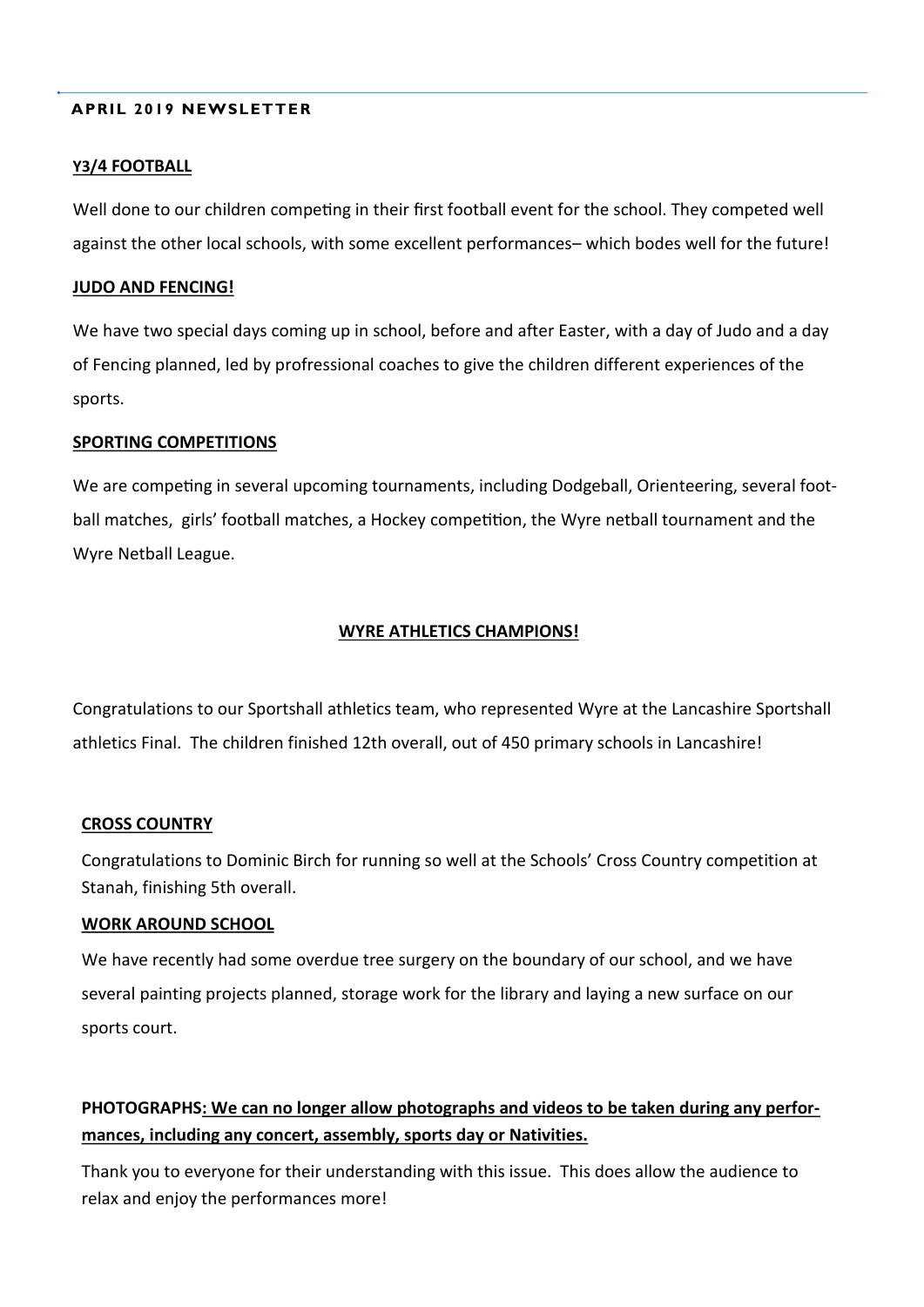## APRIL 2019 NEWSLETTER

### Y3/4 FOOTBALL

Well done to our children competing in their first football event for the school. They competed well against the other local schools, with some excellent performances– which bodes well for the future!

### JUDO AND FENCING!

We have two special days coming up in school, before and after Easter, with a day of Judo and a day of Fencing planned, led by profressional coaches to give the children different experiences of the sports.

### SPORTING COMPETITIONS

We are competing in several upcoming tournaments, including Dodgeball, Orienteering, several football matches, girls' football matches, a Hockey competition, the Wyre netball tournament and the Wyre Netball League.

### WYRE ATHLETICS CHAMPIONS!

Congratulations to our Sportshall athletics team, who represented Wyre at the Lancashire Sportshall athletics Final. The children finished 12th overall, out of 450 primary schools in Lancashire!

### CROSS COUNTRY

Congratulations to Dominic Birch for running so well at the Schools' Cross Country competition at Stanah, finishing 5th overall.

### WORK AROUND SCHOOL

We have recently had some overdue tree surgery on the boundary of our school, and we have several painting projects planned, storage work for the library and laying a new surface on our sports court.

**PHOTOGRAPHS: We can no longer allow photographs and videos to be taken during any performances, including any concert, assembly, sports day or Nativities.**

Thank you to everyone for their understanding with this issue. This does allow the audience to relax and enjoy the performances more!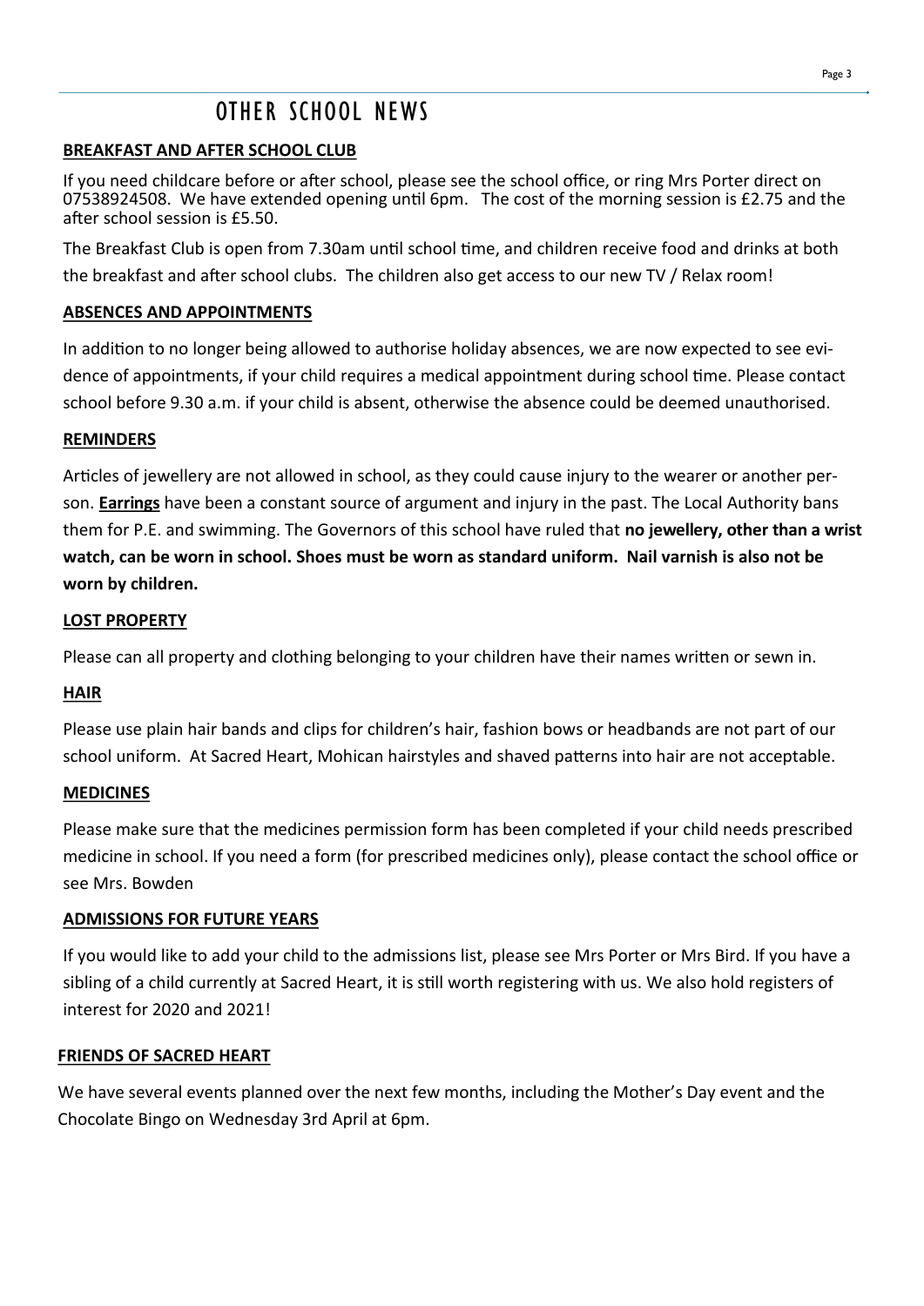# OTHER SCHOOL NEWS

**BREAKFAST AND AFTER SCHOOL CLUB**

If you need childcare before or after school, please see the school office, or ring Mrs Porter direct on 07538924508. We have extended opening until 6pm. The cost of the morning session is £2.75 and the after school session is £5.50.

The Breakfast Club is open from 7.30am until school time, and children receive food and drinks at both the breakfast and after school clubs. The children also get access to our new TV / Relax room!

**ABSENCES AND APPOINTMENTS**

In addition to no longer being allowed to authorise holiday absences, we are now expected to see evidence of appointments, if your child requires a medical appointment during school time. Please contact school before 9.30 a.m. if your child is absent, otherwise the absence could be deemed unauthorised.

**REMINDERS**

Articles of jewellery are not allowed in school, as they could cause injury to the wearer or another person. **Earrings** have been a constant source of argument and injury in the past. The Local Authority bans them for P.E. and swimming. The Governors of this school have ruled that **no jewellery, other than a wrist watch, can be worn in school. Shoes must be worn as standard uniform. Nail varnish is also not be worn by children.**

**LOST PROPERTY**

Please can all property and clothing belonging to your children have their names written or sewn in.

**HAIR**

Please use plain hair bands and clips for children's hair, fashion bows or headbands are not part of our school uniform. At Sacred Heart, Mohican hairstyles and shaved patterns into hair are not acceptable.

**MEDICINES**

Please make sure that the medicines permission form has been completed if your child needs prescribed medicine in school. If you need a form (for prescribed medicines only), please contact the school office or see Mrs. Bowden

**ADMISSIONS FOR FUTURE YEARS**

If you would like to add your child to the admissions list, please see Mrs Porter or Mrs Bird. If you have a sibling of a child currently at Sacred Heart, it is still worth registering with us. We also hold registers of interest for 2020 and 2021!

**FRIENDS OF SACRED HEART**

We have several events planned over the next few months, including the Mother's Day event and the Chocolate Bingo on Wednesday 3rd April at 6pm.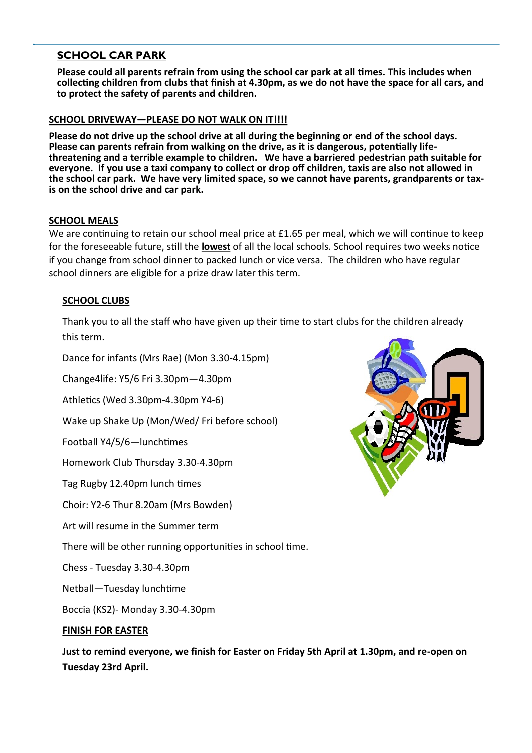## SCHOOL CAR PARK

**Please could all parents refrain from using the school car park at all times. This includes when collecting children from clubs that finish at 4.30pm, as we do not have the space for all cars, and to protect the safety of parents and children.**

## SCHOOL DRIVEWAY—PLEASE DO NOT WALK ON IT!!!!

**Please do not drive up the school drive at all during the beginning or end of the school days. Please can parents refrain from walking on the drive, as it is dangerous, potentially life-threatening and a terrible example to children. We have a barriered pedestrian path suitable for everyone. If you use a taxi company to collect or drop off children, taxis are also not allowed in the school car park. We have very limited space, so we cannot have parents, grandparents or taxis on the school drive and car park.**

## SCHOOL MEALS

We are continuing to retain our school meal price at £1.65 per meal, which we will continue to keep for the foreseeable future, still the **lowest** of all the local schools. School requires two weeks notice if you change from school dinner to packed lunch or vice versa. The children who have regular school dinners are eligible for a prize draw later this term.

## SCHOOL CLUBS

Thank you to all the staff who have given up their time to start clubs for the children already this term.

Dance for infants (Mrs Rae) (Mon 3.30-4.15pm)

Change4life: Y5/6 Fri 3.30pm—4.30pm

Athletics (Wed 3.30pm-4.30pm Y4-6)

Wake up Shake Up (Mon/Wed/ Fri before school)

Football Y4/5/6—lunchtimes

Homework Club Thursday 3.30-4.30pm

Tag Rugby 12.40pm lunch times

Choir: Y2-6 Thur 8.20am (Mrs Bowden)

Art will resume in the Summer term

There will be other running opportunities in school time.

Chess - Tuesday 3.30-4.30pm

Netball—Tuesday lunchtime

Boccia (KS2)- Monday 3.30-4.30pm

## FINISH FOR EASTER

**Just to remind everyone, we finish for Easter on Friday 5th April at 1.30pm, and re-open on Tuesday 23rd April.**